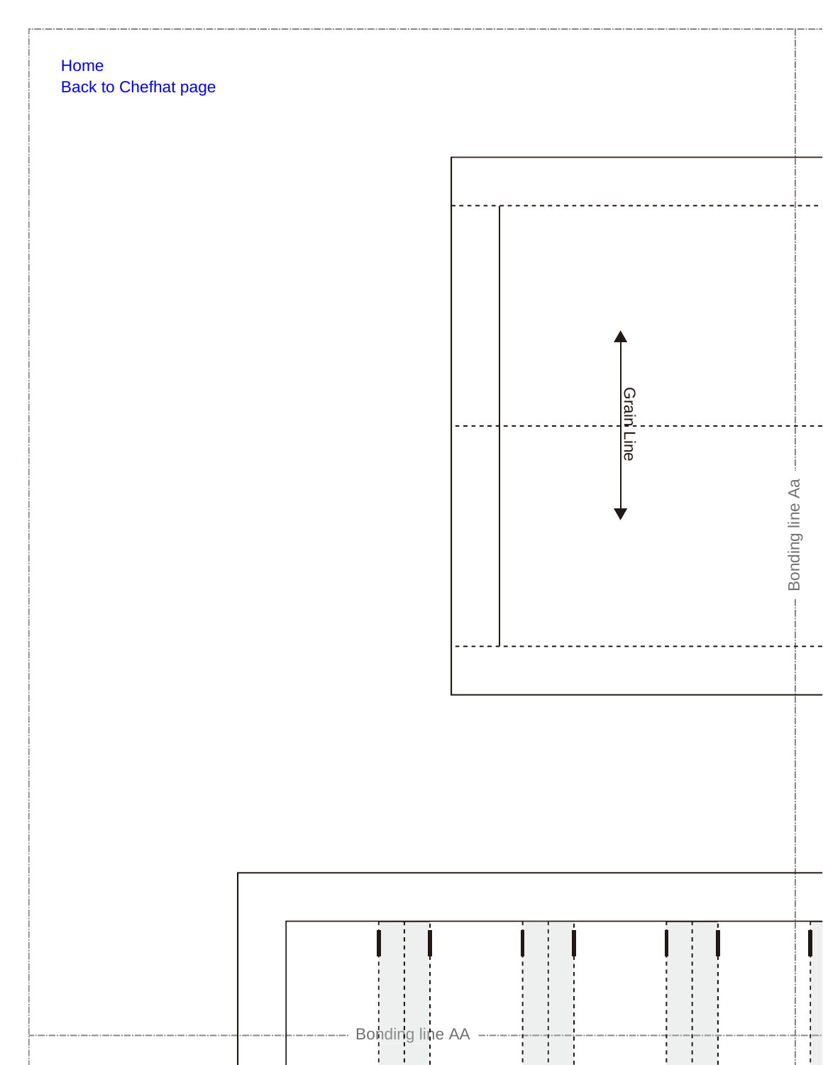Home
Back to Chefhat page

Grain Line

Bonding line Aa

Bonding line AA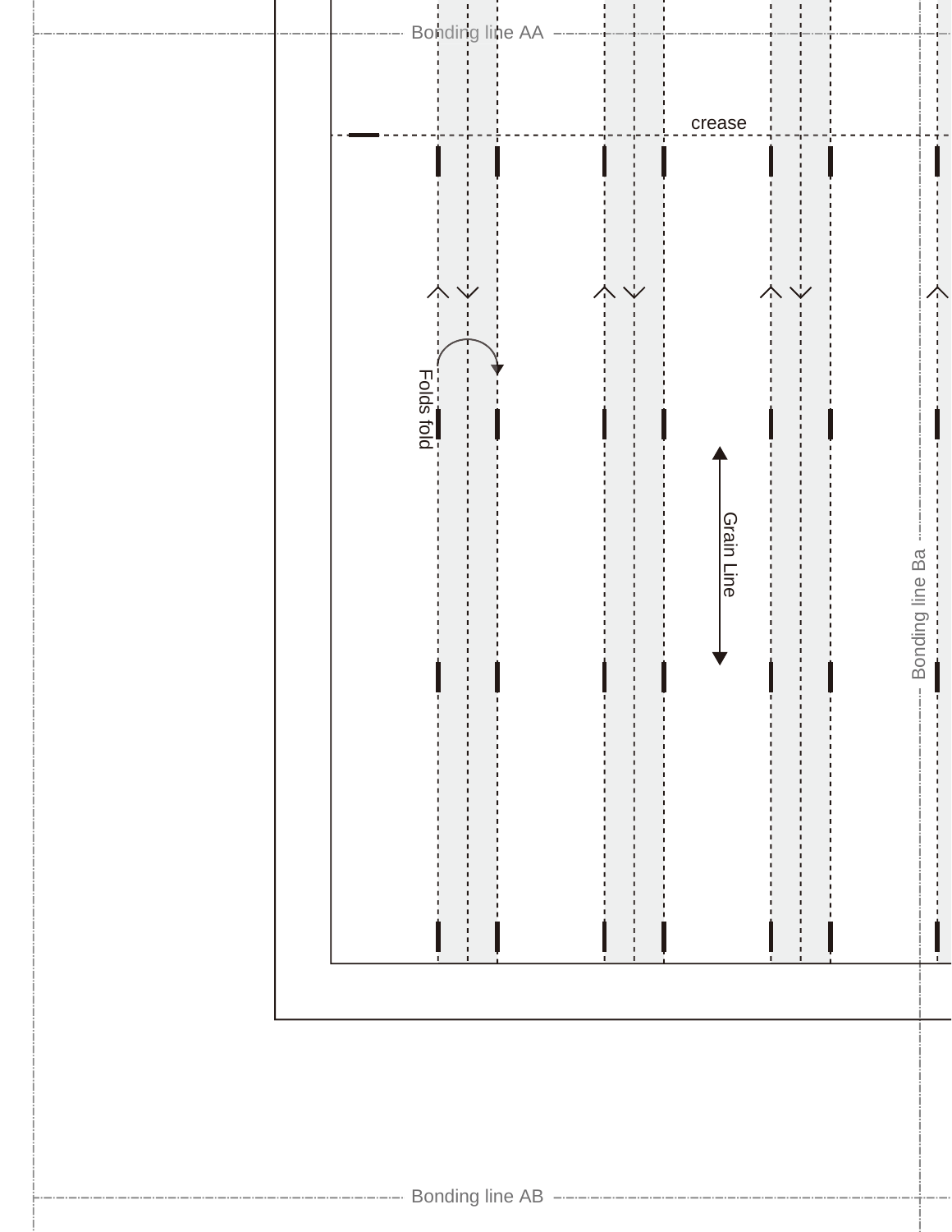Bonding line AA

crease

Folds fold

Grain Line

Bonding line Ba

Bonding line AB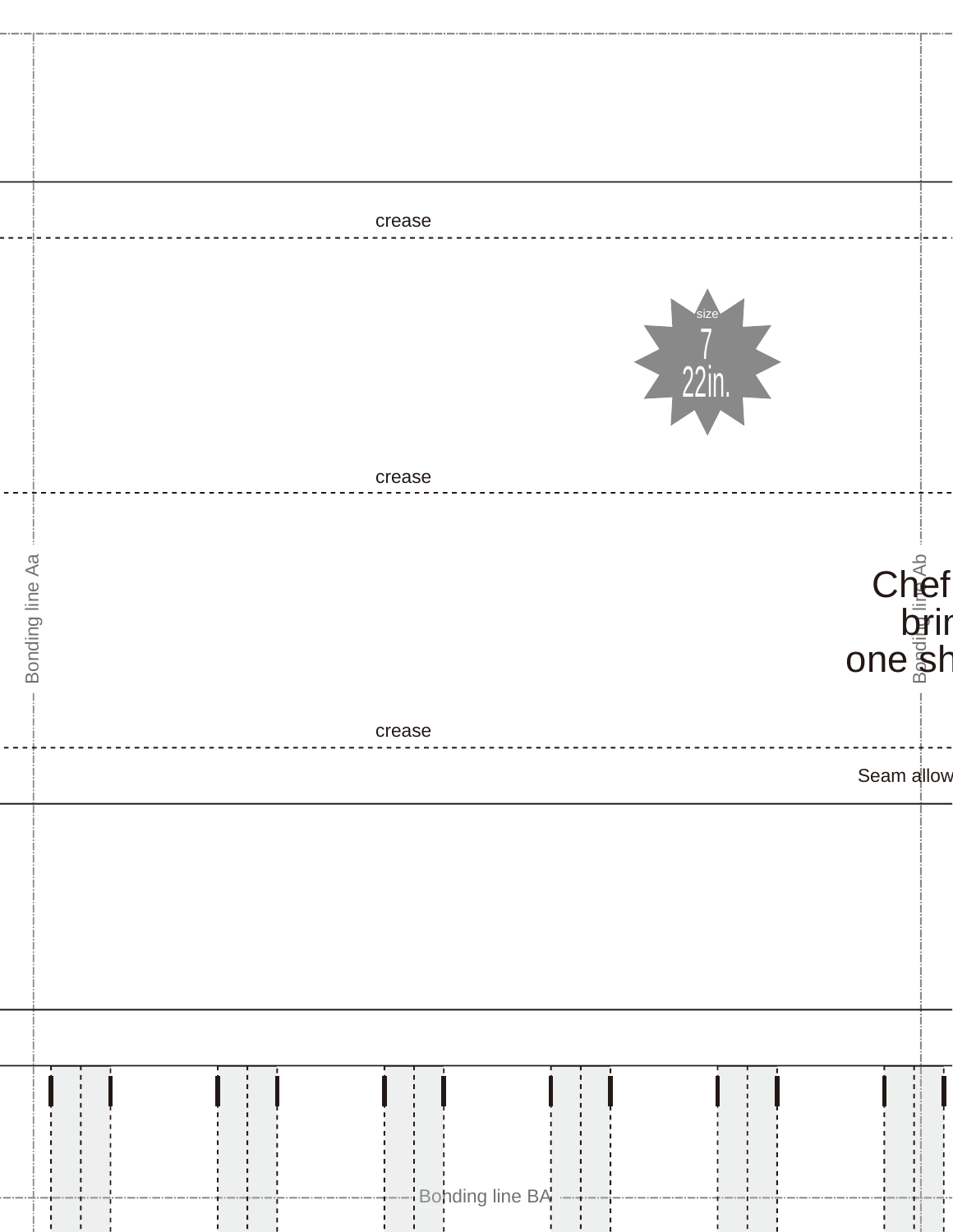crease

size
7
22in.

crease

Bonding line Aa

Chef
brin
one sh

Bonding line Ab

crease

Seam allow

Bonding line BA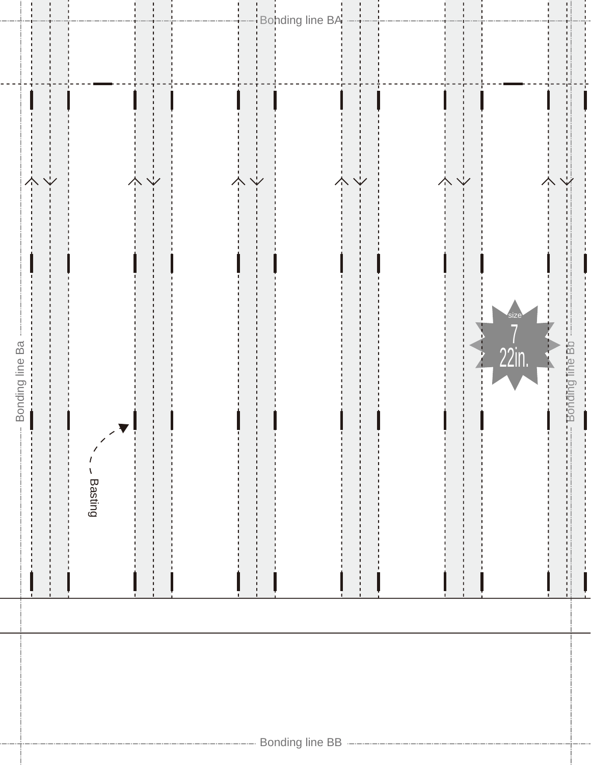Bonding line BA

Bonding line Ba

Bonding line Bb

size 7 22in.

Basting

Bonding line BB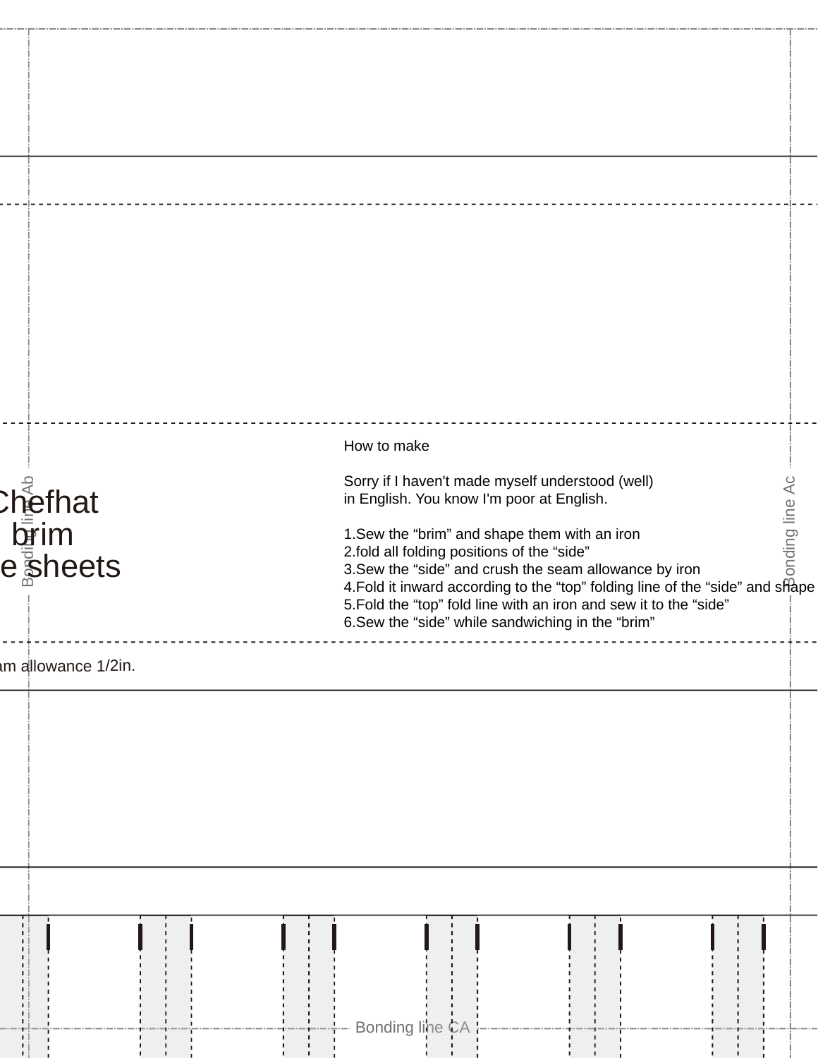Chefhat
brim
e sheets

Bonding line Ab

How to make

Sorry if I haven't made myself understood (well)
in English. You know I'm poor at English.

1.Sew the “brim” and shape them with an iron
2.fold all folding positions of the “side”
3.Sew the “side” and crush the seam allowance by iron
4.Fold it inward according to the “top” folding line of the “side” and shape
5.Fold the “top” fold line with an iron and sew it to the “side”
6.Sew the “side” while sandwiching in the “brim”

Bonding line Ac

am allowance 1/2in.

Bonding line CA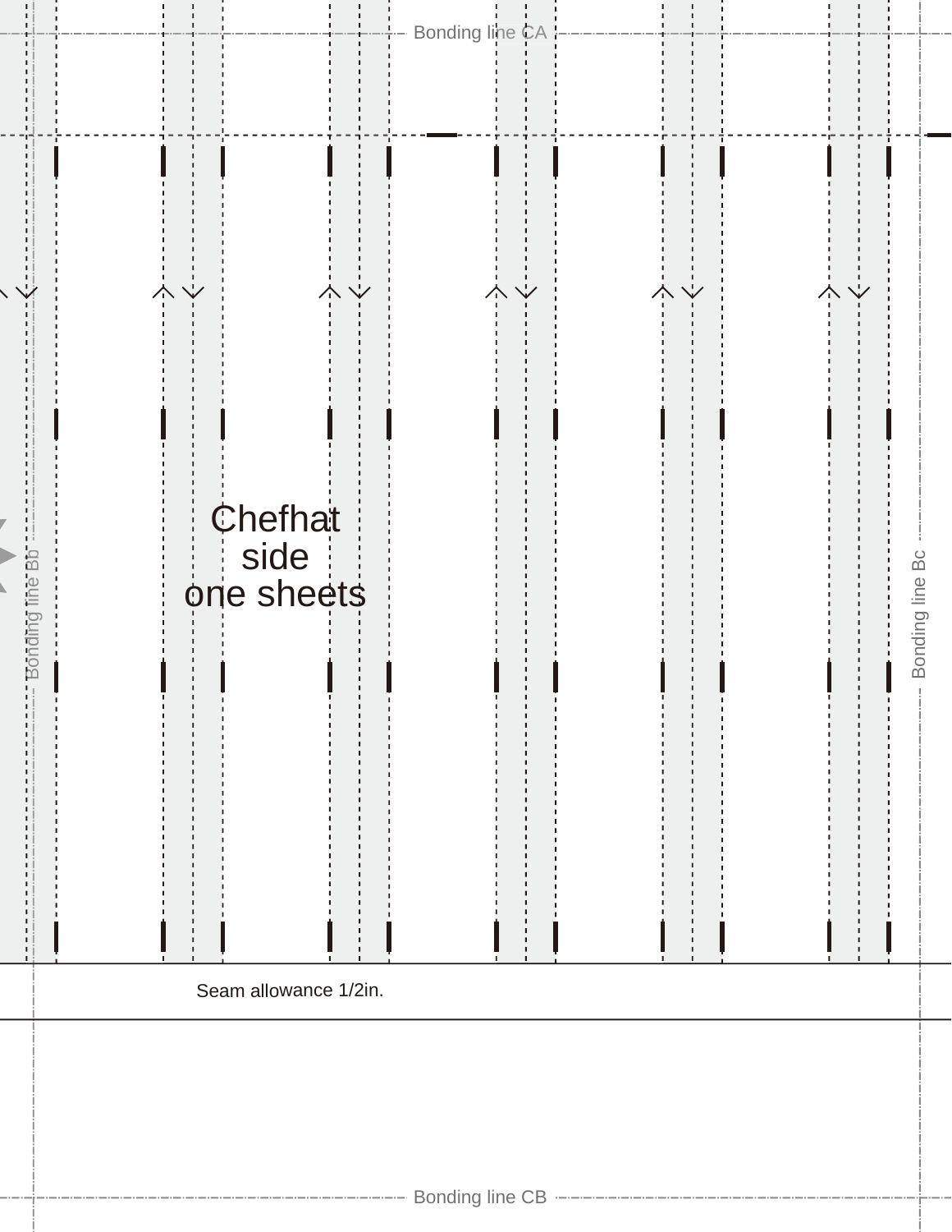Bonding line CA

Chefhat side one sheets

Bonding line Bb

Bonding line Bc

Seam allowance 1/2in.

Bonding line CB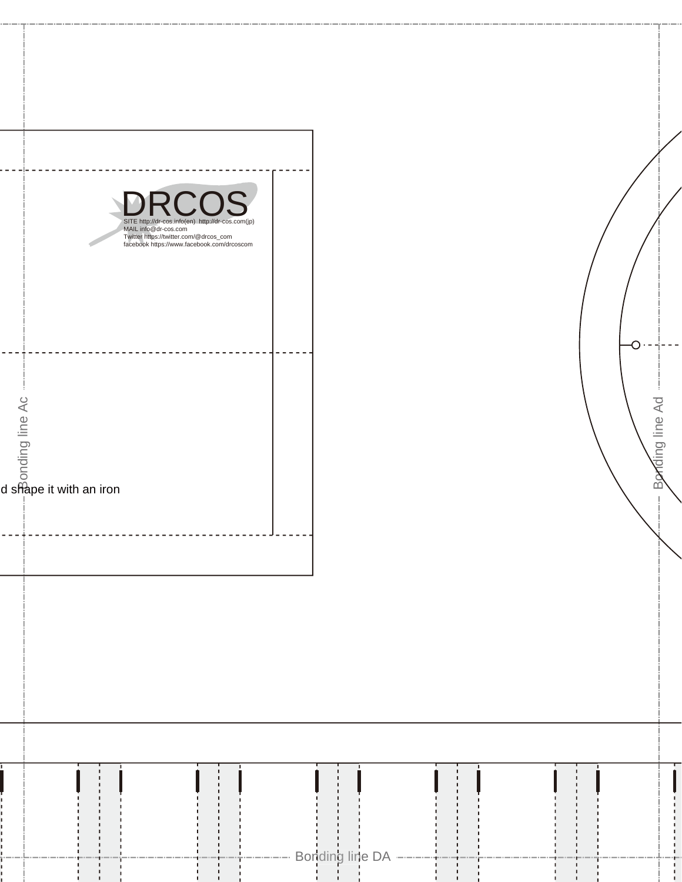DRCOS

SITE http://dr-cos.info(en) http://dr-cos.com(jp)
MAIL info@dr-cos.com
Twitter https://twitter.com/@drcos_com
facebook https://www.facebook.com/drcoscom

Bonding line Ac

d shape it with an iron

Bonding line Ad

Bonding line DA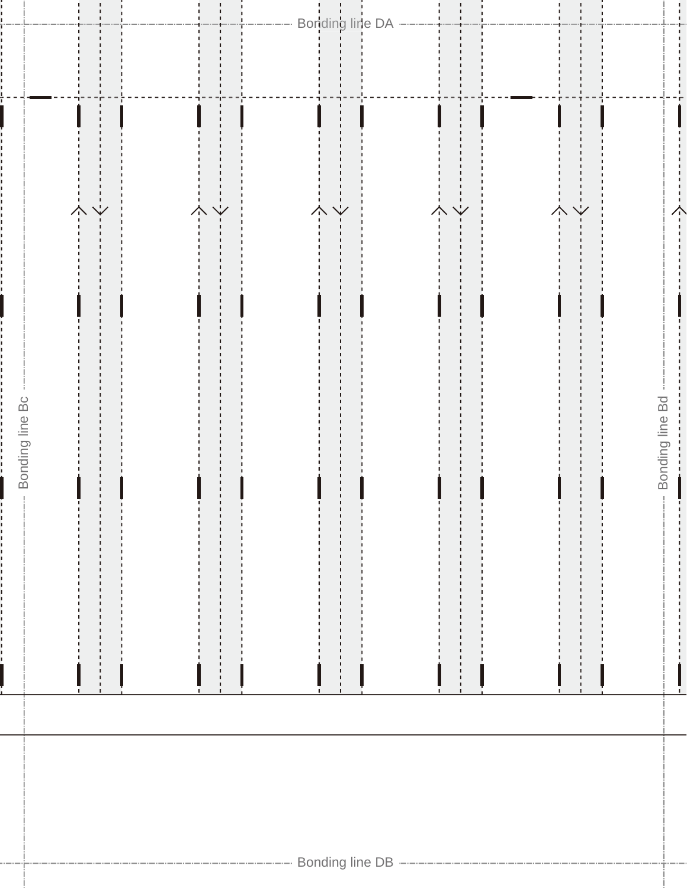Bonding line DA

Bonding line Bc

Bonding line Bd

Bonding line DB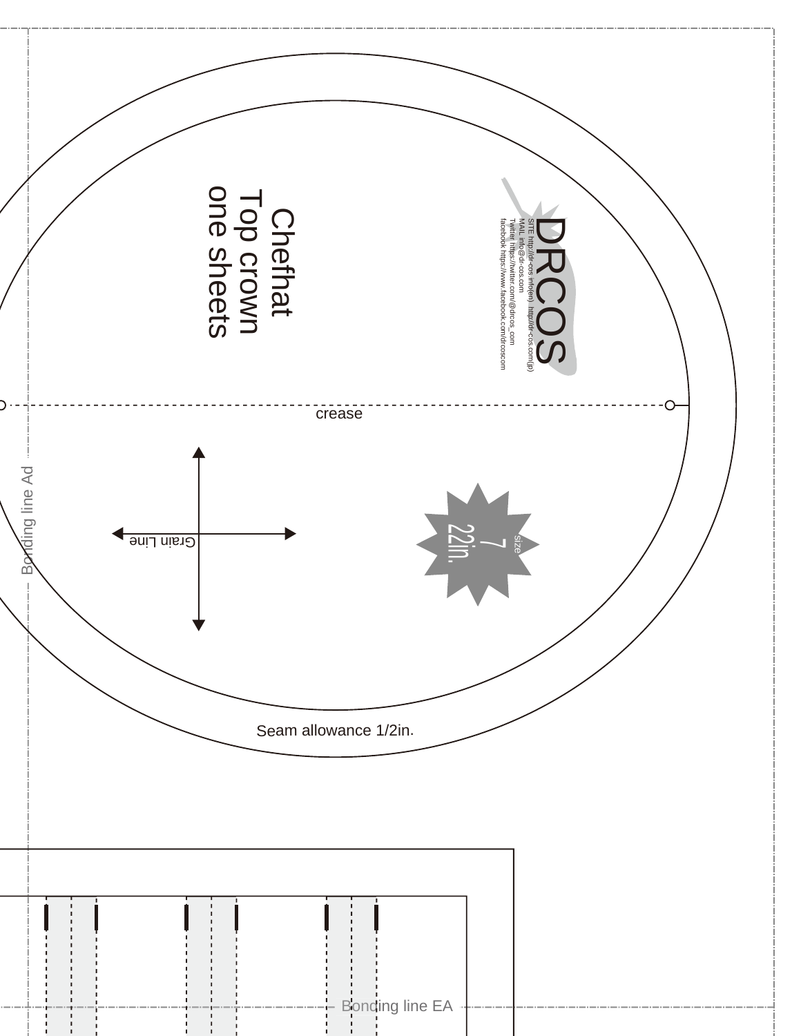Chefhat
Top crown
one sheets

DRCOS

SITE http://dr-cos.info(en) http://dr-cos.com(jp)
MAIL info@dr-cos.com
Twitter https://twitter.com/@drcos_com
facebook https://www.facebook.com/drcoscom

crease

Bonding line Ad

Grain Line

size
7
22in.

Seam allowance 1/2in.

Bonding line EA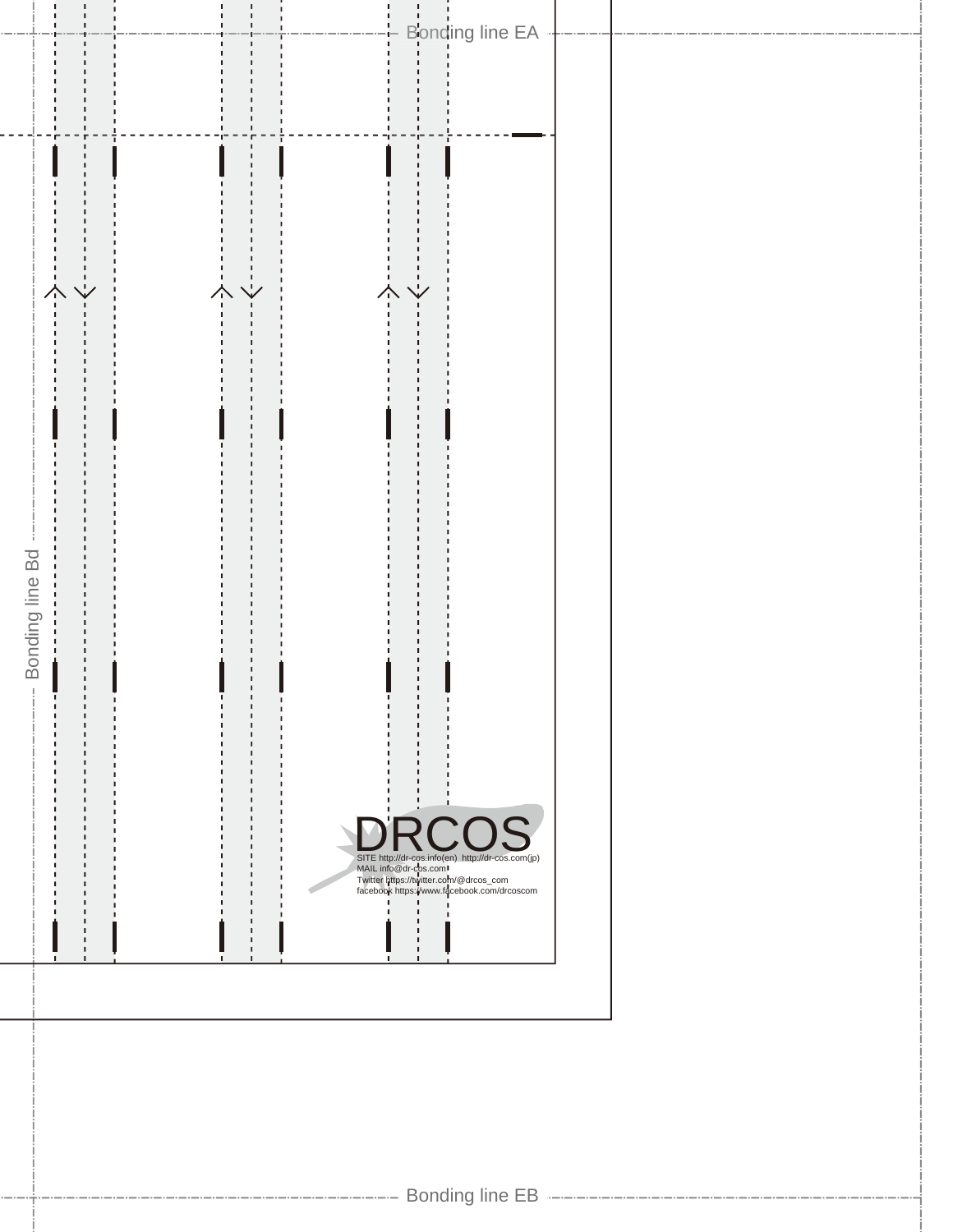Bonding line EA

Bonding line Bd

DRCOS

SITE http://dr-cos.info(en) http://dr-cos.com(jp)
MAIL info@dr-cos.com
Twitter https://twitter.com/@drcos_com
facebook https://www.facebook.com/drcoscom

Bonding line EB